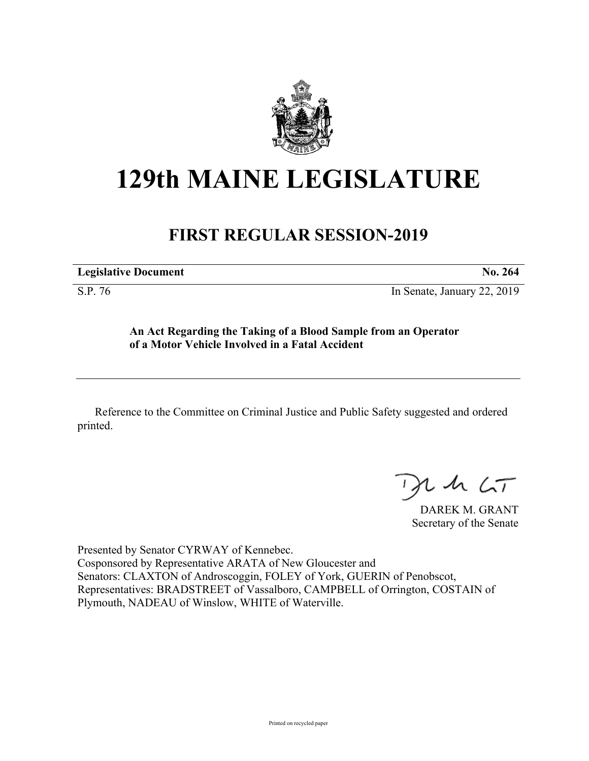# 129th MAINE LEGISLATURE

## FIRST REGULAR SESSION-2019

| **Legislative Document** | **No. 264** |
|---|---|
| S.P. 76 | In Senate, January 22, 2019 |

**An Act Regarding the Taking of a Blood Sample from an Operator of a Motor Vehicle Involved in a Fatal Accident**

Reference to the Committee on Criminal Justice and Public Safety suggested and ordered printed.

DAREK M. GRANT
Secretary of the Senate

Presented by Senator CYRWAY of Kennebec.
Cosponsored by Representative ARATA of New Gloucester and
Senators: CLAXTON of Androscoggin, FOLEY of York, GUERIN of Penobscot, Representatives: BRADSTREET of Vassalboro, CAMPBELL of Orrington, COSTAIN of Plymouth, NADEAU of Winslow, WHITE of Waterville.

Printed on recycled paper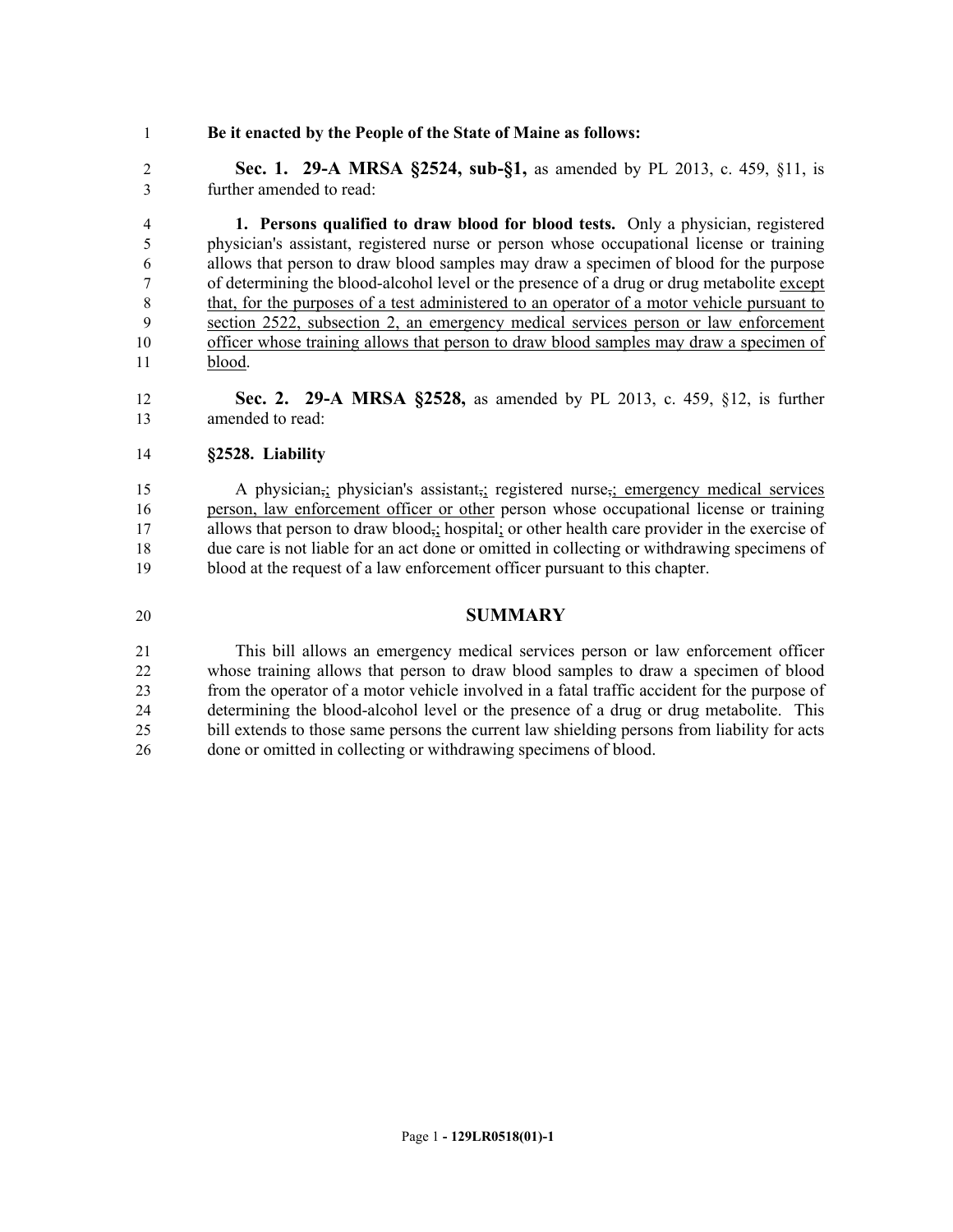**Be it enacted by the People of the State of Maine as follows:**

**Sec. 1. 29-A MRSA §2524, sub-§1,** as amended by PL 2013, c. 459, §11, is further amended to read:

**1. Persons qualified to draw blood for blood tests.** Only a physician, registered physician's assistant, registered nurse or person whose occupational license or training allows that person to draw blood samples may draw a specimen of blood for the purpose of determining the blood-alcohol level or the presence of a drug or drug metabolite except that, for the purposes of a test administered to an operator of a motor vehicle pursuant to section 2522, subsection 2, an emergency medical services person or law enforcement officer whose training allows that person to draw blood samples may draw a specimen of blood.

**Sec. 2. 29-A MRSA §2528,** as amended by PL 2013, c. 459, §12, is further amended to read:

**§2528. Liability**

A physician,; physician's assistant,; registered nurse,; emergency medical services person, law enforcement officer or other person whose occupational license or training allows that person to draw blood,; hospital; or other health care provider in the exercise of due care is not liable for an act done or omitted in collecting or withdrawing specimens of blood at the request of a law enforcement officer pursuant to this chapter.

## SUMMARY

This bill allows an emergency medical services person or law enforcement officer whose training allows that person to draw blood samples to draw a specimen of blood from the operator of a motor vehicle involved in a fatal traffic accident for the purpose of determining the blood-alcohol level or the presence of a drug or drug metabolite. This bill extends to those same persons the current law shielding persons from liability for acts done or omitted in collecting or withdrawing specimens of blood.